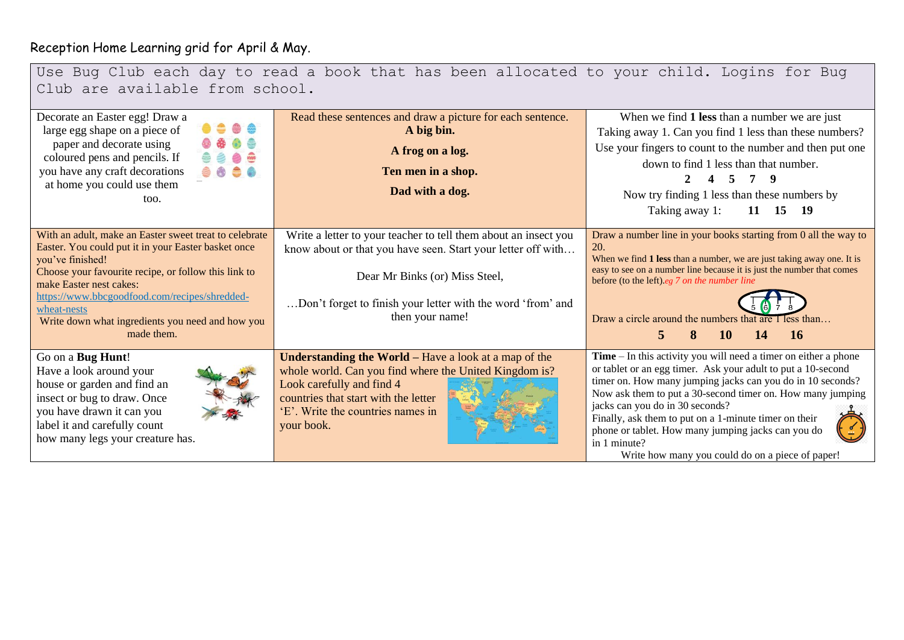Reception Home Learning grid for April & May.

Use Bug Club each day to read a book that has been allocated to your child. Logins for Bug Club are available from school.

| | | |
|---|---|---|
| Decorate an Easter egg! Draw a large egg shape on a piece of paper and decorate using coloured pens and pencils. If you have any craft decorations at home you could use them too. | Read these sentences and draw a picture for each sentence.<br>**A big bin.**<br>**A frog on a log.**<br>**Ten men in a shop.**<br>**Dad with a dog.** | When we find **1 less** than a number we are just Taking away 1. Can you find 1 less than these numbers? Use your fingers to count to the number and then put one down to find 1 less than that number.<br>**2 4 5 7 9**<br>Now try finding 1 less than these numbers by Taking away 1: **11 15 19** |
| With an adult, make an Easter sweet treat to celebrate Easter. You could put it in your Easter basket once you've finished!<br>Choose your favourite recipe, or follow this link to make Easter nest cakes:<br>[https://www.bbcgoodfood.com/recipes/shredded-wheat-nests](https://www.bbcgoodfood.com/recipes/shredded-wheat-nests)<br>Write down what ingredients you need and how you made them. | Write a letter to your teacher to tell them about an insect you know about or that you have seen. Start your letter off with…<br>Dear Mr Binks (or) Miss Steel,<br>…Don't forget to finish your letter with the word 'from' and then your name! | Draw a number line in your books starting from 0 all the way to 20.<br>When we find **1 less** than a number, we are just taking away one. It is easy to see on a number line because it is just the number that comes before (to the left).*eg 7 on the number line*<br>5 6 7 8<br>Draw a circle around the numbers that are 1 less than…<br>**5 8 10 14 16** |
| Go on a **Bug Hunt**!<br>Have a look around your house or garden and find an insect or bug to draw. Once you have drawn it can you label it and carefully count how many legs your creature has. | **Understanding the World** – Have a look at a map of the whole world. Can you find where the United Kingdom is?<br>Look carefully and find 4 countries that start with the letter 'E'. Write the countries names in your book. | **Time** – In this activity you will need a timer on either a phone or tablet or an egg timer. Ask your adult to put a 10-second timer on. How many jumping jacks can you do in 10 seconds? Now ask them to put a 30-second timer on. How many jumping jacks can you do in 30 seconds?<br>Finally, ask them to put on a 1-minute timer on their phone or tablet. How many jumping jacks can you do in 1 minute?<br>Write how many you could do on a piece of paper! |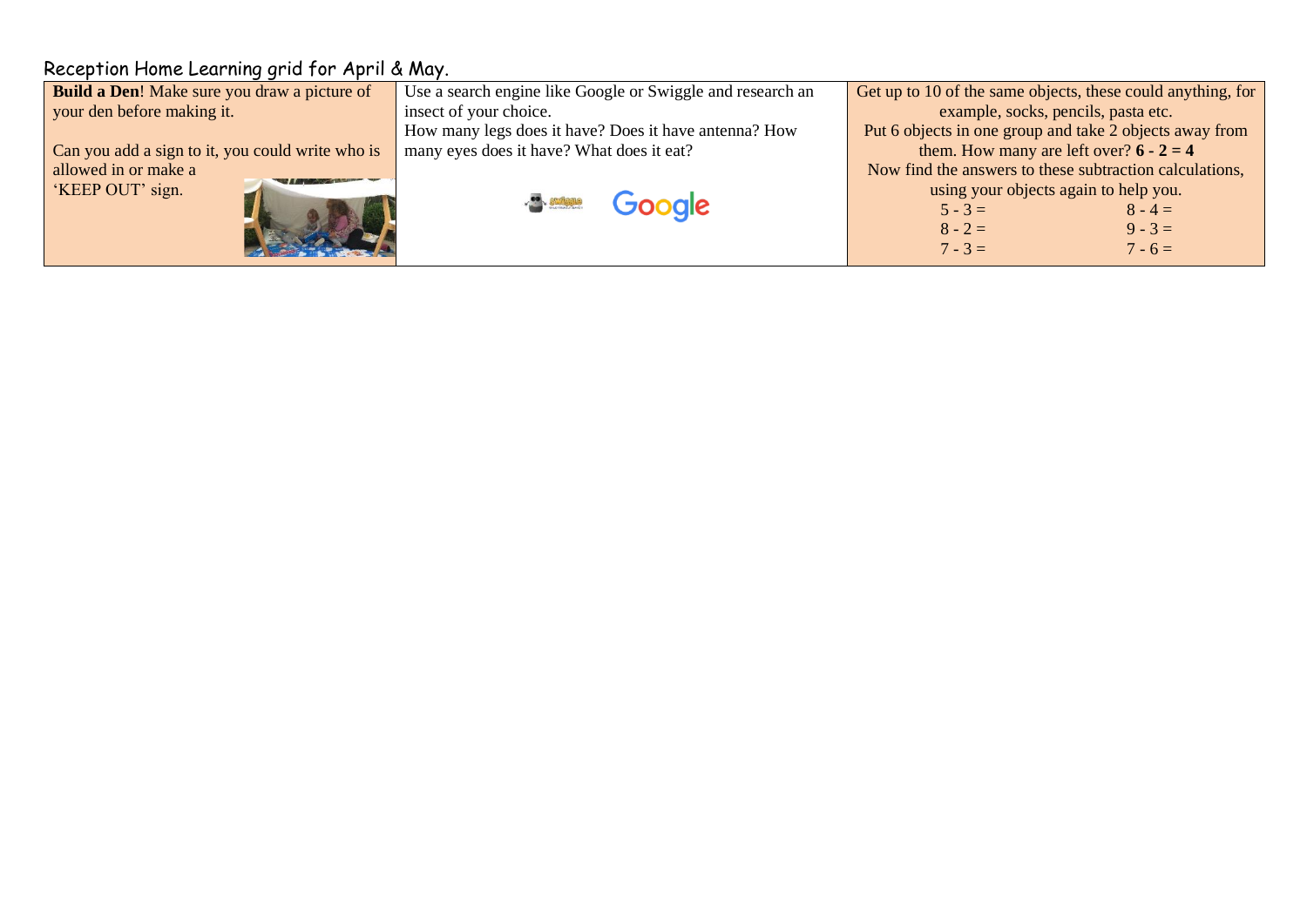Reception Home Learning grid for April & May.

| | | |
|---|---|---|
| **Build a Den**! Make sure you draw a picture of your den before making it.<br><br>Can you add a sign to it, you could write who is allowed in or make a 'KEEP OUT' sign. | Use a search engine like Google or Swiggle and research an insect of your choice.<br>How many legs does it have? Does it have antenna? How many eyes does it have? What does it eat? | Get up to 10 of the same objects, these could anything, for example, socks, pencils, pasta etc.<br>Put 6 objects in one group and take 2 objects away from them. How many are left over? **6 - 2 = 4**<br>Now find the answers to these subtraction calculations, using your objects again to help you.<br>5 - 3 = 8 - 4 =<br>8 - 2 = 9 - 3 =<br>7 - 3 = 7 - 6 = |